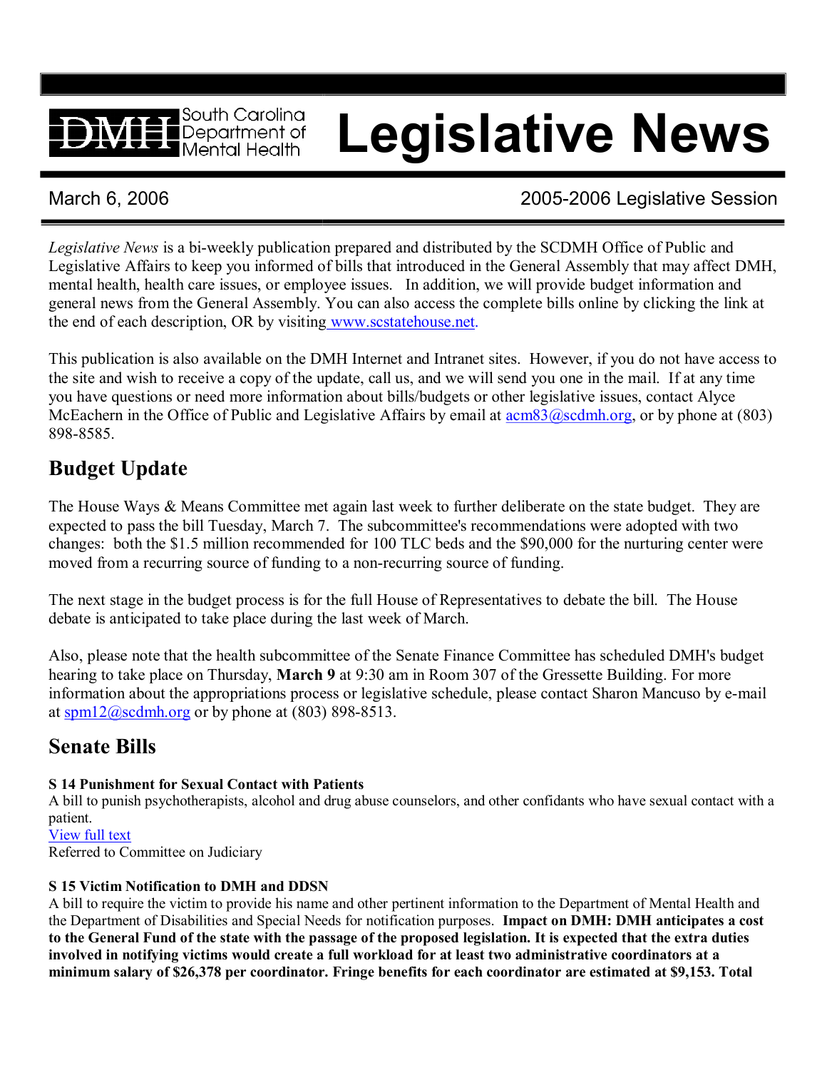# Legislative News

South Carolina Department of Mental Health

March 6, 2006 — 2005-2006 Legislative Session

*Legislative News* is a bi-weekly publication prepared and distributed by the SCDMH Office of Public and Legislative Affairs to keep you informed of bills that introduced in the General Assembly that may affect DMH, mental health, health care issues, or employee issues. In addition, we will provide budget information and general news from the General Assembly. You can also access the complete bills online by clicking the link at the end of each description, OR by visiting www.scstatehouse.net.

This publication is also available on the DMH Internet and Intranet sites. However, if you do not have access to the site and wish to receive a copy of the update, call us, and we will send you one in the mail. If at any time you have questions or need more information about bills/budgets or other legislative issues, contact Alyce McEachern in the Office of Public and Legislative Affairs by email at acm83@scdmh.org, or by phone at (803) 898-8585.

## Budget Update

The House Ways & Means Committee met again last week to further deliberate on the state budget. They are expected to pass the bill Tuesday, March 7. The subcommittee's recommendations were adopted with two changes: both the $1.5 million recommended for 100 TLC beds and the $90,000 for the nurturing center were moved from a recurring source of funding to a non-recurring source of funding.

The next stage in the budget process is for the full House of Representatives to debate the bill. The House debate is anticipated to take place during the last week of March.

Also, please note that the health subcommittee of the Senate Finance Committee has scheduled DMH's budget hearing to take place on Thursday, **March 9** at 9:30 am in Room 307 of the Gressette Building. For more information about the appropriations process or legislative schedule, please contact Sharon Mancuso by e-mail at spm12@scdmh.org or by phone at (803) 898-8513.

## Senate Bills

**S 14 Punishment for Sexual Contact with Patients**
A bill to punish psychotherapists, alcohol and drug abuse counselors, and other confidants who have sexual contact with a patient.
View full text
Referred to Committee on Judiciary

**S 15 Victim Notification to DMH and DDSN**
A bill to require the victim to provide his name and other pertinent information to the Department of Mental Health and the Department of Disabilities and Special Needs for notification purposes. **Impact on DMH: DMH anticipates a cost to the General Fund of the state with the passage of the proposed legislation. It is expected that the extra duties involved in notifying victims would create a full workload for at least two administrative coordinators at a minimum salary of $26,378 per coordinator. Fringe benefits for each coordinator are estimated at $9,153. Total**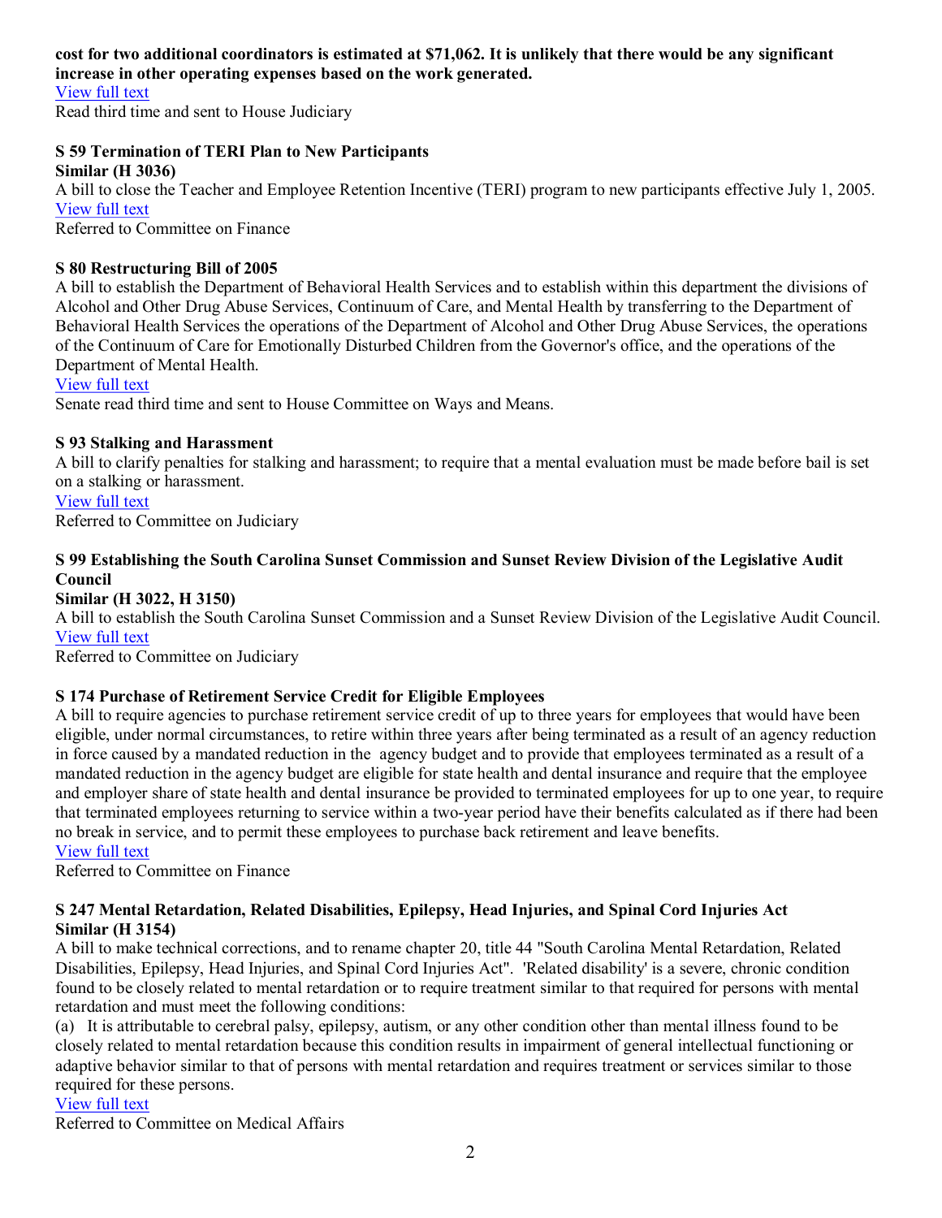**cost for two additional coordinators is estimated at $71,062. It is unlikely that there would be any significant increase in other operating expenses based on the work generated.**

View full text

Read third time and sent to House Judiciary

**S 59 Termination of TERI Plan to New Participants**

**Similar (H 3036)**

A bill to close the Teacher and Employee Retention Incentive (TERI) program to new participants effective July 1, 2005.

View full text

Referred to Committee on Finance

**S 80 Restructuring Bill of 2005**

A bill to establish the Department of Behavioral Health Services and to establish within this department the divisions of Alcohol and Other Drug Abuse Services, Continuum of Care, and Mental Health by transferring to the Department of Behavioral Health Services the operations of the Department of Alcohol and Other Drug Abuse Services, the operations of the Continuum of Care for Emotionally Disturbed Children from the Governor's office, and the operations of the Department of Mental Health.

View full text

Senate read third time and sent to House Committee on Ways and Means.

**S 93 Stalking and Harassment**

A bill to clarify penalties for stalking and harassment; to require that a mental evaluation must be made before bail is set on a stalking or harassment.

View full text

Referred to Committee on Judiciary

**S 99 Establishing the South Carolina Sunset Commission and Sunset Review Division of the Legislative Audit Council**

**Similar (H 3022, H 3150)**

A bill to establish the South Carolina Sunset Commission and a Sunset Review Division of the Legislative Audit Council.

View full text

Referred to Committee on Judiciary

**S 174 Purchase of Retirement Service Credit for Eligible Employees**

A bill to require agencies to purchase retirement service credit of up to three years for employees that would have been eligible, under normal circumstances, to retire within three years after being terminated as a result of an agency reduction in force caused by a mandated reduction in the agency budget and to provide that employees terminated as a result of a mandated reduction in the agency budget are eligible for state health and dental insurance and require that the employee and employer share of state health and dental insurance be provided to terminated employees for up to one year, to require that terminated employees returning to service within a two-year period have their benefits calculated as if there had been no break in service, and to permit these employees to purchase back retirement and leave benefits.

View full text

Referred to Committee on Finance

**S 247 Mental Retardation, Related Disabilities, Epilepsy, Head Injuries, and Spinal Cord Injuries Act**

**Similar (H 3154)**

A bill to make technical corrections, and to rename chapter 20, title 44 "South Carolina Mental Retardation, Related Disabilities, Epilepsy, Head Injuries, and Spinal Cord Injuries Act". 'Related disability' is a severe, chronic condition found to be closely related to mental retardation or to require treatment similar to that required for persons with mental retardation and must meet the following conditions:

(a) It is attributable to cerebral palsy, epilepsy, autism, or any other condition other than mental illness found to be closely related to mental retardation because this condition results in impairment of general intellectual functioning or adaptive behavior similar to that of persons with mental retardation and requires treatment or services similar to those required for these persons.

View full text

Referred to Committee on Medical Affairs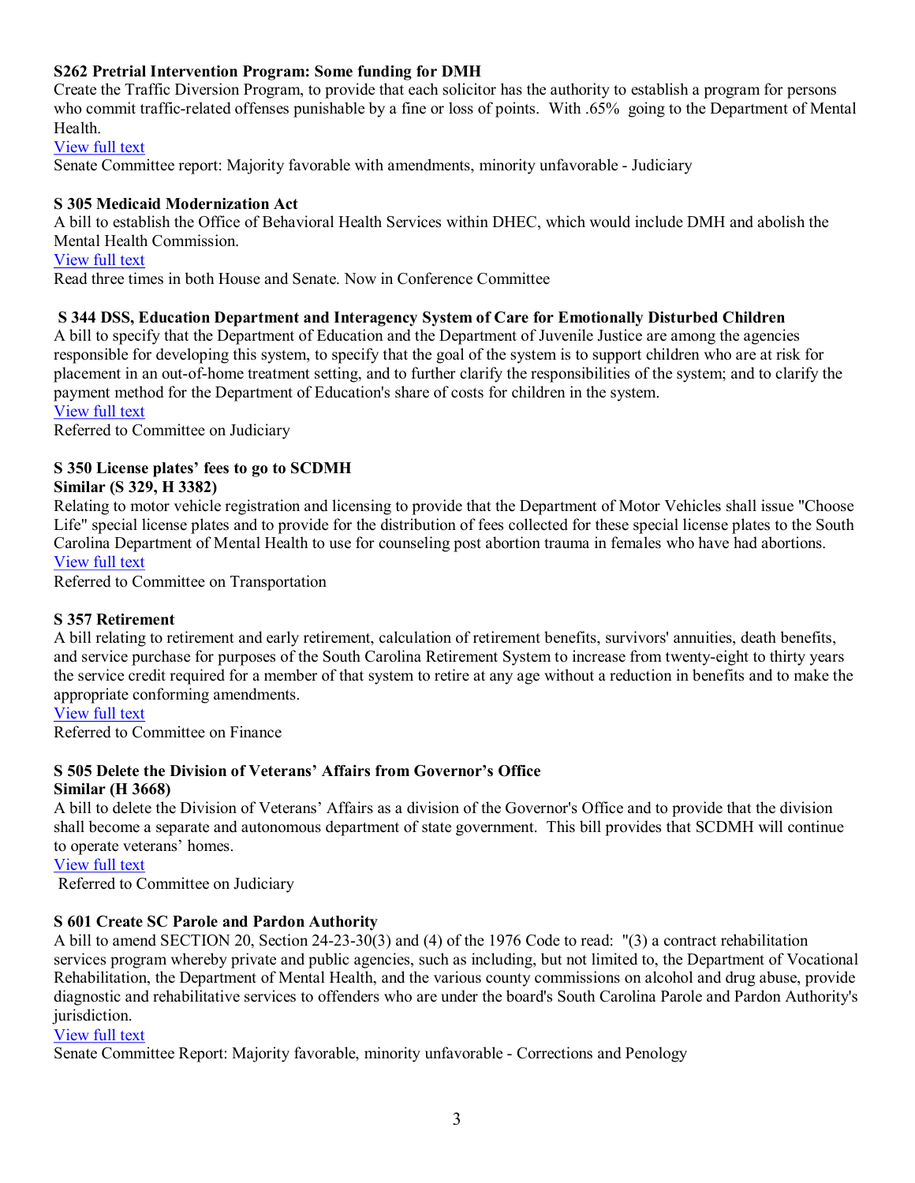**S262 Pretrial Intervention Program: Some funding for DMH**

Create the Traffic Diversion Program, to provide that each solicitor has the authority to establish a program for persons who commit traffic-related offenses punishable by a fine or loss of points. With .65% going to the Department of Mental Health.

View full text

Senate Committee report: Majority favorable with amendments, minority unfavorable - Judiciary

**S 305 Medicaid Modernization Act**

A bill to establish the Office of Behavioral Health Services within DHEC, which would include DMH and abolish the Mental Health Commission.

View full text

Read three times in both House and Senate. Now in Conference Committee

**S 344 DSS, Education Department and Interagency System of Care for Emotionally Disturbed Children**

A bill to specify that the Department of Education and the Department of Juvenile Justice are among the agencies responsible for developing this system, to specify that the goal of the system is to support children who are at risk for placement in an out-of-home treatment setting, and to further clarify the responsibilities of the system; and to clarify the payment method for the Department of Education's share of costs for children in the system.

View full text

Referred to Committee on Judiciary

**S 350 License plates' fees to go to SCDMH**
**Similar (S 329, H 3382)**

Relating to motor vehicle registration and licensing to provide that the Department of Motor Vehicles shall issue "Choose Life" special license plates and to provide for the distribution of fees collected for these special license plates to the South Carolina Department of Mental Health to use for counseling post abortion trauma in females who have had abortions.

View full text

Referred to Committee on Transportation

**S 357 Retirement**

A bill relating to retirement and early retirement, calculation of retirement benefits, survivors' annuities, death benefits, and service purchase for purposes of the South Carolina Retirement System to increase from twenty-eight to thirty years the service credit required for a member of that system to retire at any age without a reduction in benefits and to make the appropriate conforming amendments.

View full text

Referred to Committee on Finance

**S 505 Delete the Division of Veterans' Affairs from Governor's Office**
**Similar (H 3668)**

A bill to delete the Division of Veterans' Affairs as a division of the Governor's Office and to provide that the division shall become a separate and autonomous department of state government. This bill provides that SCDMH will continue to operate veterans' homes.

View full text

Referred to Committee on Judiciary

**S 601 Create SC Parole and Pardon Authority**

A bill to amend SECTION 20, Section 24-23-30(3) and (4) of the 1976 Code to read: "(3) a contract rehabilitation services program whereby private and public agencies, such as including, but not limited to, the Department of Vocational Rehabilitation, the Department of Mental Health, and the various county commissions on alcohol and drug abuse, provide diagnostic and rehabilitative services to offenders who are under the board's South Carolina Parole and Pardon Authority's jurisdiction.

View full text

Senate Committee Report: Majority favorable, minority unfavorable - Corrections and Penology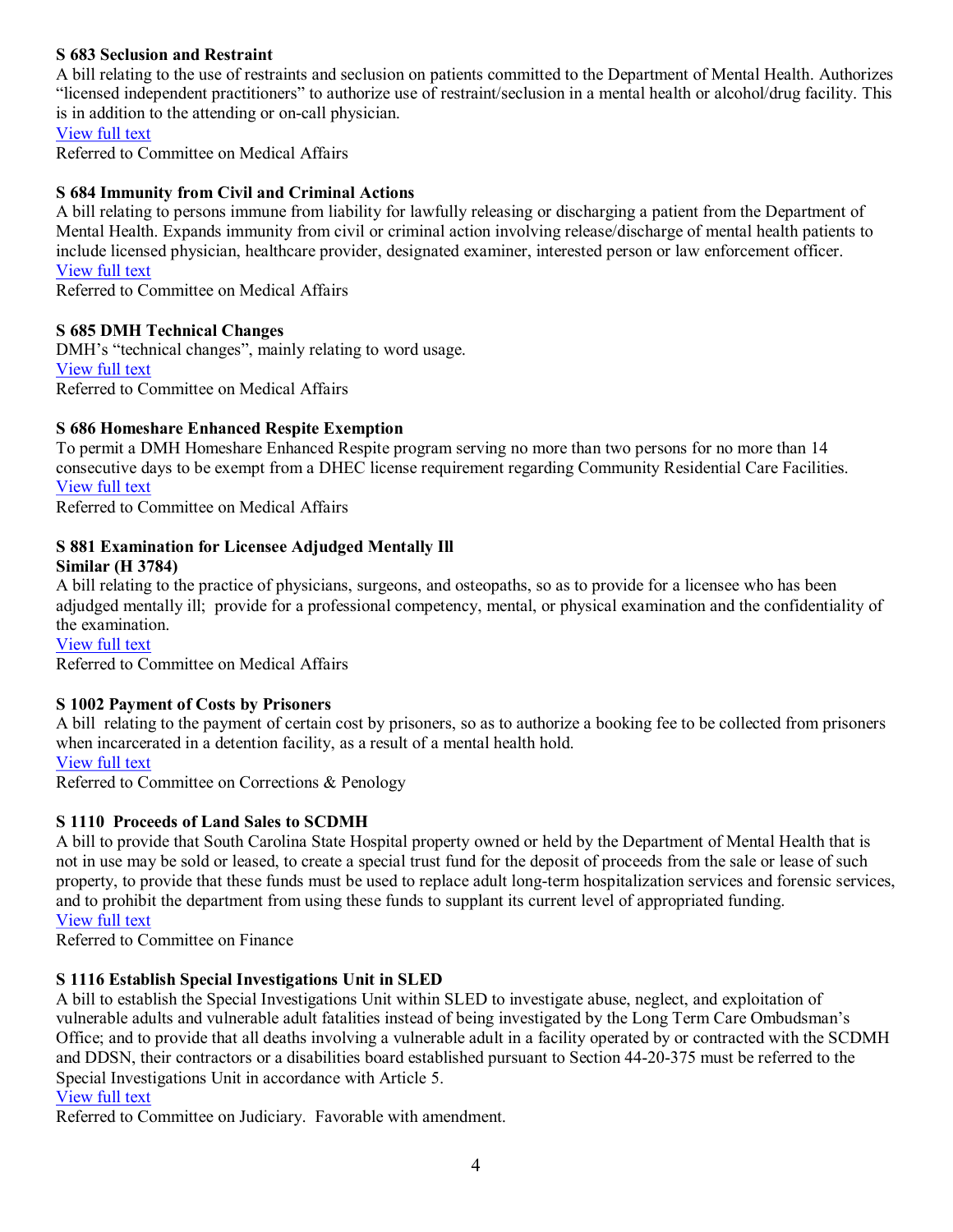**S 683 Seclusion and Restraint**

A bill relating to the use of restraints and seclusion on patients committed to the Department of Mental Health. Authorizes "licensed independent practitioners" to authorize use of restraint/seclusion in a mental health or alcohol/drug facility. This is in addition to the attending or on-call physician.

View full text

Referred to Committee on Medical Affairs

**S 684 Immunity from Civil and Criminal Actions**

A bill relating to persons immune from liability for lawfully releasing or discharging a patient from the Department of Mental Health. Expands immunity from civil or criminal action involving release/discharge of mental health patients to include licensed physician, healthcare provider, designated examiner, interested person or law enforcement officer.

View full text

Referred to Committee on Medical Affairs

**S 685 DMH Technical Changes**

DMH's "technical changes", mainly relating to word usage.

View full text

Referred to Committee on Medical Affairs

**S 686 Homeshare Enhanced Respite Exemption**

To permit a DMH Homeshare Enhanced Respite program serving no more than two persons for no more than 14 consecutive days to be exempt from a DHEC license requirement regarding Community Residential Care Facilities.

View full text

Referred to Committee on Medical Affairs

**S 881 Examination for Licensee Adjudged Mentally Ill**
**Similar (H 3784)**

A bill relating to the practice of physicians, surgeons, and osteopaths, so as to provide for a licensee who has been adjudged mentally ill; provide for a professional competency, mental, or physical examination and the confidentiality of the examination.

View full text

Referred to Committee on Medical Affairs

**S 1002 Payment of Costs by Prisoners**

A bill relating to the payment of certain cost by prisoners, so as to authorize a booking fee to be collected from prisoners when incarcerated in a detention facility, as a result of a mental health hold.

View full text

Referred to Committee on Corrections & Penology

**S 1110 Proceeds of Land Sales to SCDMH**

A bill to provide that South Carolina State Hospital property owned or held by the Department of Mental Health that is not in use may be sold or leased, to create a special trust fund for the deposit of proceeds from the sale or lease of such property, to provide that these funds must be used to replace adult long-term hospitalization services and forensic services, and to prohibit the department from using these funds to supplant its current level of appropriated funding.

View full text

Referred to Committee on Finance

**S 1116 Establish Special Investigations Unit in SLED**

A bill to establish the Special Investigations Unit within SLED to investigate abuse, neglect, and exploitation of vulnerable adults and vulnerable adult fatalities instead of being investigated by the Long Term Care Ombudsman's Office; and to provide that all deaths involving a vulnerable adult in a facility operated by or contracted with the SCDMH and DDSN, their contractors or a disabilities board established pursuant to Section 44-20-375 must be referred to the Special Investigations Unit in accordance with Article 5.

View full text

Referred to Committee on Judiciary. Favorable with amendment.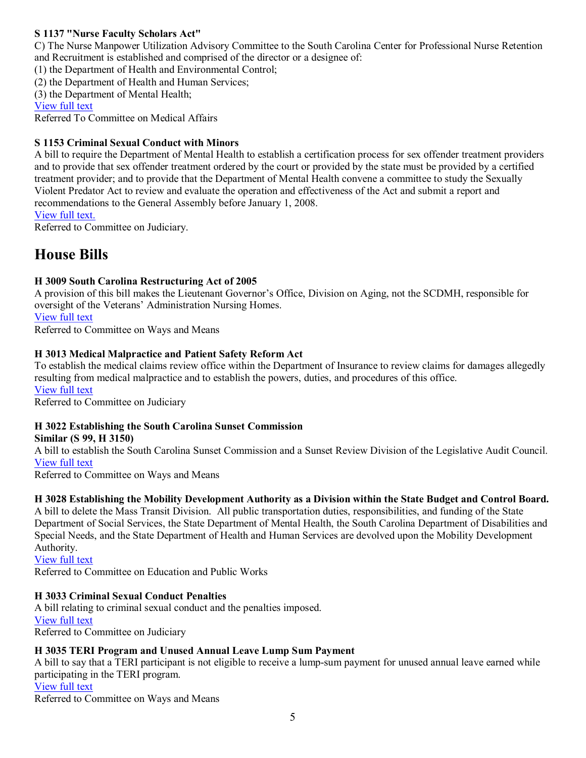**S 1137 "Nurse Faculty Scholars Act"**
C) The Nurse Manpower Utilization Advisory Committee to the South Carolina Center for Professional Nurse Retention and Recruitment is established and comprised of the director or a designee of:
(1) the Department of Health and Environmental Control;
(2) the Department of Health and Human Services;
(3) the Department of Mental Health;
View full text
Referred To Committee on Medical Affairs

**S 1153 Criminal Sexual Conduct with Minors**
A bill to require the Department of Mental Health to establish a certification process for sex offender treatment providers and to provide that sex offender treatment ordered by the court or provided by the state must be provided by a certified treatment provider; and to provide that the Department of Mental Health convene a committee to study the Sexually Violent Predator Act to review and evaluate the operation and effectiveness of the Act and submit a report and recommendations to the General Assembly before January 1, 2008.
View full text.
Referred to Committee on Judiciary.

# House Bills

**H 3009 South Carolina Restructuring Act of 2005**
A provision of this bill makes the Lieutenant Governor's Office, Division on Aging, not the SCDMH, responsible for oversight of the Veterans' Administration Nursing Homes.
View full text
Referred to Committee on Ways and Means

**H 3013 Medical Malpractice and Patient Safety Reform Act**
To establish the medical claims review office within the Department of Insurance to review claims for damages allegedly resulting from medical malpractice and to establish the powers, duties, and procedures of this office.
View full text
Referred to Committee on Judiciary

**H 3022 Establishing the South Carolina Sunset Commission**
**Similar (S 99, H 3150)**
A bill to establish the South Carolina Sunset Commission and a Sunset Review Division of the Legislative Audit Council.
View full text
Referred to Committee on Ways and Means

**H 3028 Establishing the Mobility Development Authority as a Division within the State Budget and Control Board.**
A bill to delete the Mass Transit Division. All public transportation duties, responsibilities, and funding of the State Department of Social Services, the State Department of Mental Health, the South Carolina Department of Disabilities and Special Needs, and the State Department of Health and Human Services are devolved upon the Mobility Development Authority.
View full text
Referred to Committee on Education and Public Works

**H 3033 Criminal Sexual Conduct Penalties**
A bill relating to criminal sexual conduct and the penalties imposed.
View full text
Referred to Committee on Judiciary

**H 3035 TERI Program and Unused Annual Leave Lump Sum Payment**
A bill to say that a TERI participant is not eligible to receive a lump-sum payment for unused annual leave earned while participating in the TERI program.
View full text
Referred to Committee on Ways and Means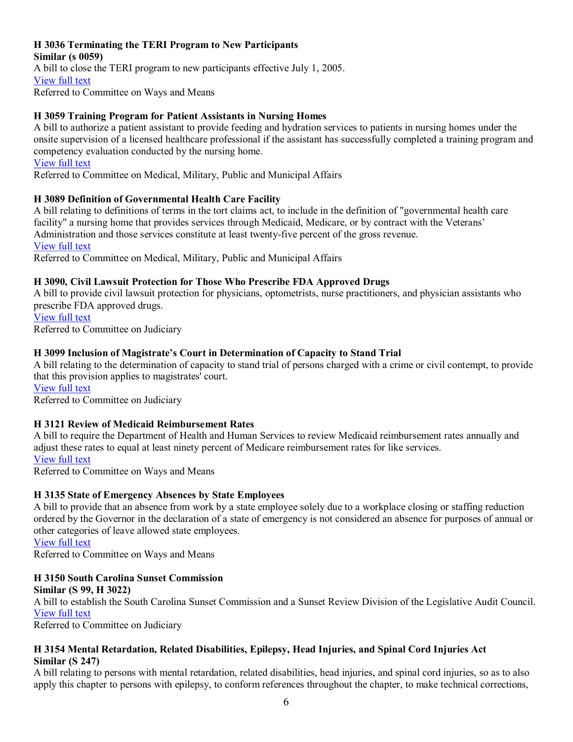**H 3036 Terminating the TERI Program to New Participants**
**Similar (s 0059)**
A bill to close the TERI program to new participants effective July 1, 2005.
View full text
Referred to Committee on Ways and Means

**H 3059 Training Program for Patient Assistants in Nursing Homes**
A bill to authorize a patient assistant to provide feeding and hydration services to patients in nursing homes under the onsite supervision of a licensed healthcare professional if the assistant has successfully completed a training program and competency evaluation conducted by the nursing home.
View full text
Referred to Committee on Medical, Military, Public and Municipal Affairs

**H 3089 Definition of Governmental Health Care Facility**
A bill relating to definitions of terms in the tort claims act, to include in the definition of "governmental health care facility" a nursing home that provides services through Medicaid, Medicare, or by contract with the Veterans' Administration and those services constitute at least twenty-five percent of the gross revenue.
View full text
Referred to Committee on Medical, Military, Public and Municipal Affairs

**H 3090, Civil Lawsuit Protection for Those Who Prescribe FDA Approved Drugs**
A bill to provide civil lawsuit protection for physicians, optometrists, nurse practitioners, and physician assistants who prescribe FDA approved drugs.
View full text
Referred to Committee on Judiciary

**H 3099 Inclusion of Magistrate's Court in Determination of Capacity to Stand Trial**
A bill relating to the determination of capacity to stand trial of persons charged with a crime or civil contempt, to provide that this provision applies to magistrates' court.
View full text
Referred to Committee on Judiciary

**H 3121 Review of Medicaid Reimbursement Rates**
A bill to require the Department of Health and Human Services to review Medicaid reimbursement rates annually and adjust these rates to equal at least ninety percent of Medicare reimbursement rates for like services.
View full text
Referred to Committee on Ways and Means

**H 3135 State of Emergency Absences by State Employees**
A bill to provide that an absence from work by a state employee solely due to a workplace closing or staffing reduction ordered by the Governor in the declaration of a state of emergency is not considered an absence for purposes of annual or other categories of leave allowed state employees.
View full text
Referred to Committee on Ways and Means

**H 3150 South Carolina Sunset Commission**
**Similar (S 99, H 3022)**
A bill to establish the South Carolina Sunset Commission and a Sunset Review Division of the Legislative Audit Council.
View full text
Referred to Committee on Judiciary

**H 3154 Mental Retardation, Related Disabilities, Epilepsy, Head Injuries, and Spinal Cord Injuries Act**
**Similar (S 247)**
A bill relating to persons with mental retardation, related disabilities, head injuries, and spinal cord injuries, so as to also apply this chapter to persons with epilepsy, to conform references throughout the chapter, to make technical corrections,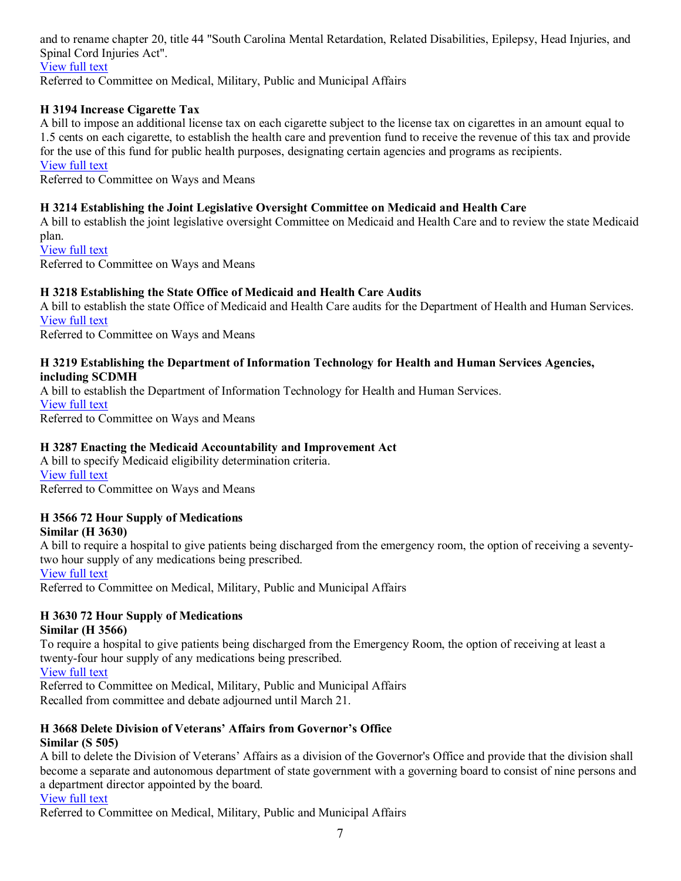and to rename chapter 20, title 44 "South Carolina Mental Retardation, Related Disabilities, Epilepsy, Head Injuries, and Spinal Cord Injuries Act".
View full text
Referred to Committee on Medical, Military, Public and Municipal Affairs

**H 3194 Increase Cigarette Tax**
A bill to impose an additional license tax on each cigarette subject to the license tax on cigarettes in an amount equal to 1.5 cents on each cigarette, to establish the health care and prevention fund to receive the revenue of this tax and provide for the use of this fund for public health purposes, designating certain agencies and programs as recipients.
View full text
Referred to Committee on Ways and Means

**H 3214 Establishing the Joint Legislative Oversight Committee on Medicaid and Health Care**
A bill to establish the joint legislative oversight Committee on Medicaid and Health Care and to review the state Medicaid plan.
View full text
Referred to Committee on Ways and Means

**H 3218 Establishing the State Office of Medicaid and Health Care Audits**
A bill to establish the state Office of Medicaid and Health Care audits for the Department of Health and Human Services.
View full text
Referred to Committee on Ways and Means

**H 3219 Establishing the Department of Information Technology for Health and Human Services Agencies, including SCDMH**
A bill to establish the Department of Information Technology for Health and Human Services.
View full text
Referred to Committee on Ways and Means

**H 3287 Enacting the Medicaid Accountability and Improvement Act**
A bill to specify Medicaid eligibility determination criteria.
View full text
Referred to Committee on Ways and Means

**H 3566 72 Hour Supply of Medications**
**Similar (H 3630)**
A bill to require a hospital to give patients being discharged from the emergency room, the option of receiving a seventy-two hour supply of any medications being prescribed.
View full text
Referred to Committee on Medical, Military, Public and Municipal Affairs

**H 3630 72 Hour Supply of Medications**
**Similar (H 3566)**
To require a hospital to give patients being discharged from the Emergency Room, the option of receiving at least a twenty-four hour supply of any medications being prescribed.
View full text
Referred to Committee on Medical, Military, Public and Municipal Affairs
Recalled from committee and debate adjourned until March 21.

**H 3668 Delete Division of Veterans' Affairs from Governor's Office**
**Similar (S 505)**
A bill to delete the Division of Veterans' Affairs as a division of the Governor's Office and provide that the division shall become a separate and autonomous department of state government with a governing board to consist of nine persons and a department director appointed by the board.
View full text
Referred to Committee on Medical, Military, Public and Municipal Affairs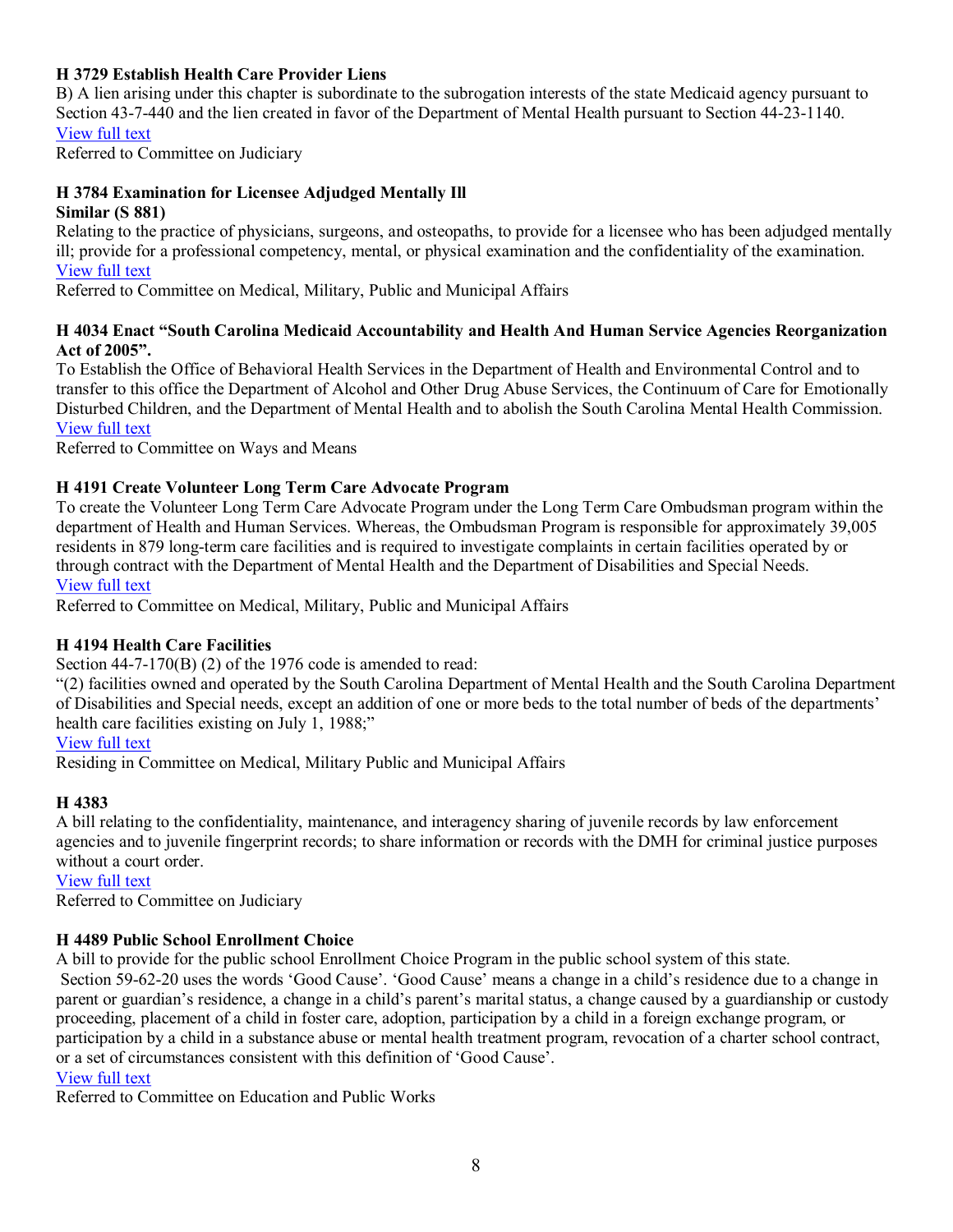**H 3729 Establish Health Care Provider Liens**

B) A lien arising under this chapter is subordinate to the subrogation interests of the state Medicaid agency pursuant to Section 43-7-440 and the lien created in favor of the Department of Mental Health pursuant to Section 44-23-1140.

View full text

Referred to Committee on Judiciary

**H 3784 Examination for Licensee Adjudged Mentally Ill**
**Similar (S 881)**

Relating to the practice of physicians, surgeons, and osteopaths, to provide for a licensee who has been adjudged mentally ill; provide for a professional competency, mental, or physical examination and the confidentiality of the examination.

View full text

Referred to Committee on Medical, Military, Public and Municipal Affairs

**H 4034 Enact "South Carolina Medicaid Accountability and Health And Human Service Agencies Reorganization Act of 2005".**

To Establish the Office of Behavioral Health Services in the Department of Health and Environmental Control and to transfer to this office the Department of Alcohol and Other Drug Abuse Services, the Continuum of Care for Emotionally Disturbed Children, and the Department of Mental Health and to abolish the South Carolina Mental Health Commission.

View full text

Referred to Committee on Ways and Means

**H 4191 Create Volunteer Long Term Care Advocate Program**

To create the Volunteer Long Term Care Advocate Program under the Long Term Care Ombudsman program within the department of Health and Human Services. Whereas, the Ombudsman Program is responsible for approximately 39,005 residents in 879 long-term care facilities and is required to investigate complaints in certain facilities operated by or through contract with the Department of Mental Health and the Department of Disabilities and Special Needs.

View full text

Referred to Committee on Medical, Military, Public and Municipal Affairs

**H 4194 Health Care Facilities**

Section 44-7-170(B) (2) of the 1976 code is amended to read:

"(2) facilities owned and operated by the South Carolina Department of Mental Health and the South Carolina Department of Disabilities and Special needs, except an addition of one or more beds to the total number of beds of the departments' health care facilities existing on July 1, 1988;"

View full text

Residing in Committee on Medical, Military Public and Municipal Affairs

**H 4383**

A bill relating to the confidentiality, maintenance, and interagency sharing of juvenile records by law enforcement agencies and to juvenile fingerprint records; to share information or records with the DMH for criminal justice purposes without a court order.

View full text

Referred to Committee on Judiciary

**H 4489 Public School Enrollment Choice**

A bill to provide for the public school Enrollment Choice Program in the public school system of this state.

Section 59-62-20 uses the words 'Good Cause'. 'Good Cause' means a change in a child's residence due to a change in parent or guardian's residence, a change in a child's parent's marital status, a change caused by a guardianship or custody proceeding, placement of a child in foster care, adoption, participation by a child in a foreign exchange program, or participation by a child in a substance abuse or mental health treatment program, revocation of a charter school contract, or a set of circumstances consistent with this definition of 'Good Cause'.

View full text

Referred to Committee on Education and Public Works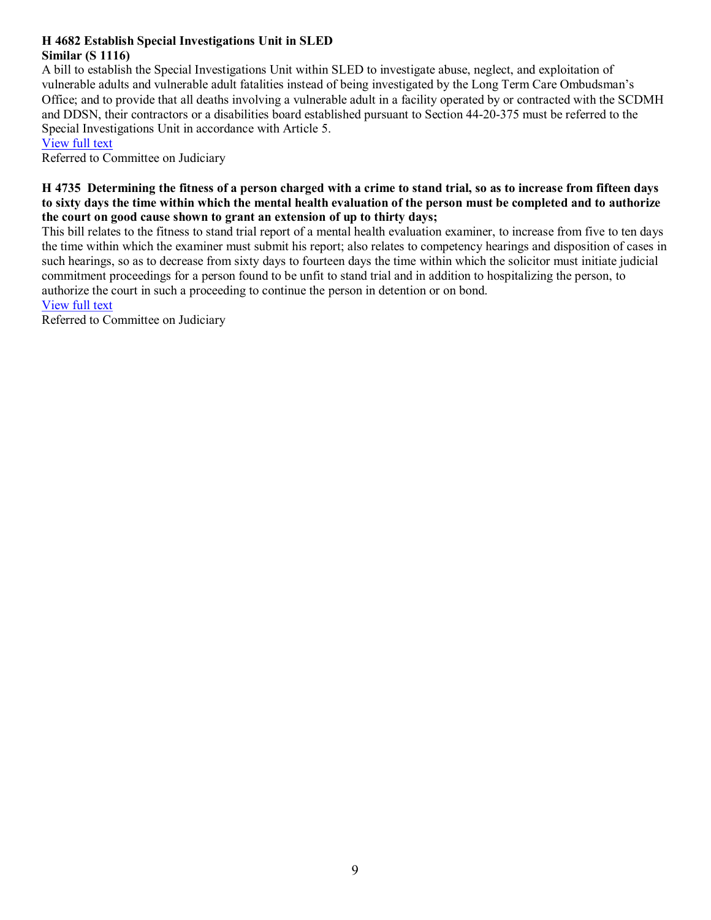**H 4682 Establish Special Investigations Unit in SLED**
**Similar (S 1116)**

A bill to establish the Special Investigations Unit within SLED to investigate abuse, neglect, and exploitation of vulnerable adults and vulnerable adult fatalities instead of being investigated by the Long Term Care Ombudsman's Office; and to provide that all deaths involving a vulnerable adult in a facility operated by or contracted with the SCDMH and DDSN, their contractors or a disabilities board established pursuant to Section 44-20-375 must be referred to the Special Investigations Unit in accordance with Article 5.

View full text

Referred to Committee on Judiciary

**H 4735 Determining the fitness of a person charged with a crime to stand trial, so as to increase from fifteen days to sixty days the time within which the mental health evaluation of the person must be completed and to authorize the court on good cause shown to grant an extension of up to thirty days;**

This bill relates to the fitness to stand trial report of a mental health evaluation examiner, to increase from five to ten days the time within which the examiner must submit his report; also relates to competency hearings and disposition of cases in such hearings, so as to decrease from sixty days to fourteen days the time within which the solicitor must initiate judicial commitment proceedings for a person found to be unfit to stand trial and in addition to hospitalizing the person, to authorize the court in such a proceeding to continue the person in detention or on bond.

View full text

Referred to Committee on Judiciary